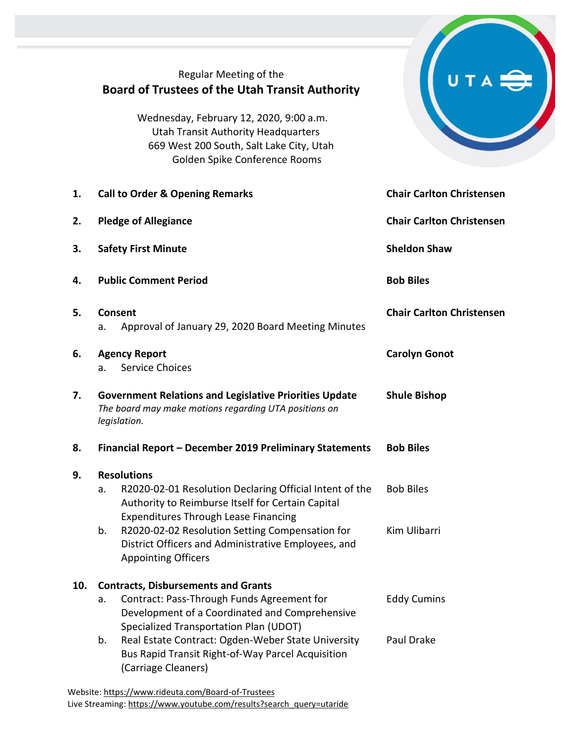Regular Meeting of the

# Board of Trustees of the Utah Transit Authority

Wednesday, February 12, 2020, 9:00 a.m.
Utah Transit Authority Headquarters
669 West 200 South, Salt Lake City, Utah
Golden Spike Conference Rooms

| | | |
|---|---|---|
| **1.** | **Call to Order & Opening Remarks** | **Chair Carlton Christensen** |
| **2.** | **Pledge of Allegiance** | **Chair Carlton Christensen** |
| **3.** | **Safety First Minute** | **Sheldon Shaw** |
| **4.** | **Public Comment Period** | **Bob Biles** |
| **5.** | **Consent**<br>a. Approval of January 29, 2020 Board Meeting Minutes | **Chair Carlton Christensen** |
| **6.** | **Agency Report**<br>a. Service Choices | **Carolyn Gonot** |
| **7.** | **Government Relations and Legislative Priorities Update**<br>*The board may make motions regarding UTA positions on legislation.* | **Shule Bishop** |
| **8.** | **Financial Report – December 2019 Preliminary Statements** | **Bob Biles** |
| **9.** | **Resolutions** | |
| | a. R2020-02-01 Resolution Declaring Official Intent of the Authority to Reimburse Itself for Certain Capital Expenditures Through Lease Financing | Bob Biles |
| | b. R2020-02-02 Resolution Setting Compensation for District Officers and Administrative Employees, and Appointing Officers | Kim Ulibarri |
| **10.** | **Contracts, Disbursements and Grants** | |
| | a. Contract: Pass-Through Funds Agreement for Development of a Coordinated and Comprehensive Specialized Transportation Plan (UDOT) | Eddy Cumins |
| | b. Real Estate Contract: Ogden-Weber State University Bus Rapid Transit Right-of-Way Parcel Acquisition (Carriage Cleaners) | Paul Drake |

Website: https://www.rideuta.com/Board-of-Trustees
Live Streaming: https://www.youtube.com/results?search_query=utaride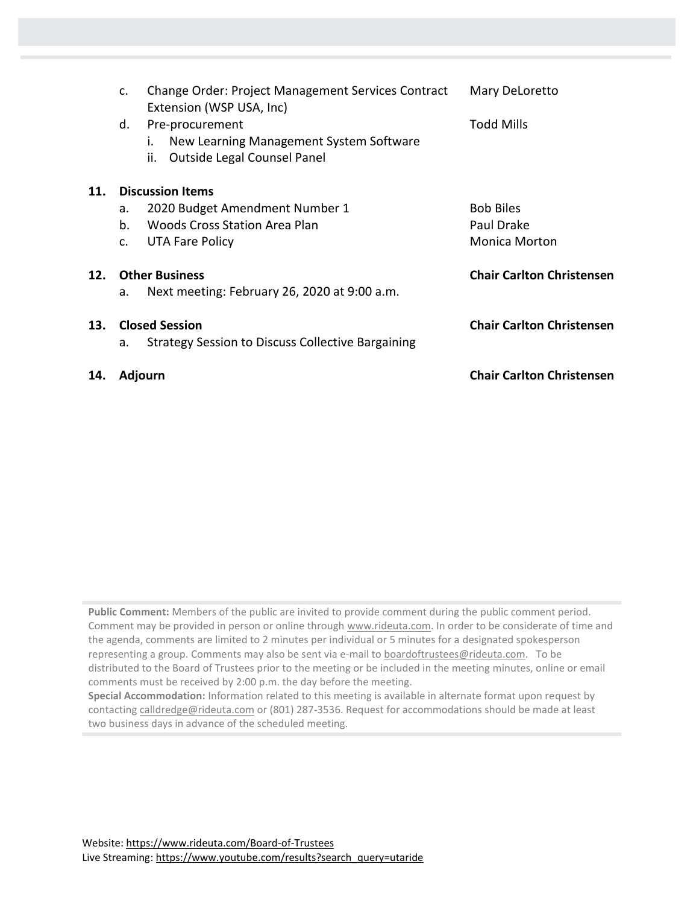- c. Change Order: Project Management Services Contract Extension (WSP USA, Inc) — Mary DeLoretto
- d. Pre-procurement — Todd Mills
  - i. New Learning Management System Software
  - ii. Outside Legal Counsel Panel

**11. Discussion Items**

- a. 2020 Budget Amendment Number 1 — Bob Biles
- b. Woods Cross Station Area Plan — Paul Drake
- c. UTA Fare Policy — Monica Morton

**12. Other Business** — **Chair Carlton Christensen**

- a. Next meeting: February 26, 2020 at 9:00 a.m.

**13. Closed Session** — **Chair Carlton Christensen**

- a. Strategy Session to Discuss Collective Bargaining

**14. Adjourn** — **Chair Carlton Christensen**

**Public Comment:** Members of the public are invited to provide comment during the public comment period. Comment may be provided in person or online through www.rideuta.com. In order to be considerate of time and the agenda, comments are limited to 2 minutes per individual or 5 minutes for a designated spokesperson representing a group. Comments may also be sent via e-mail to boardoftrustees@rideuta.com. To be distributed to the Board of Trustees prior to the meeting or be included in the meeting minutes, online or email comments must be received by 2:00 p.m. the day before the meeting.
**Special Accommodation:** Information related to this meeting is available in alternate format upon request by contacting calldredge@rideuta.com or (801) 287-3536. Request for accommodations should be made at least two business days in advance of the scheduled meeting.

Website: https://www.rideuta.com/Board-of-Trustees
Live Streaming: https://www.youtube.com/results?search_query=utaride